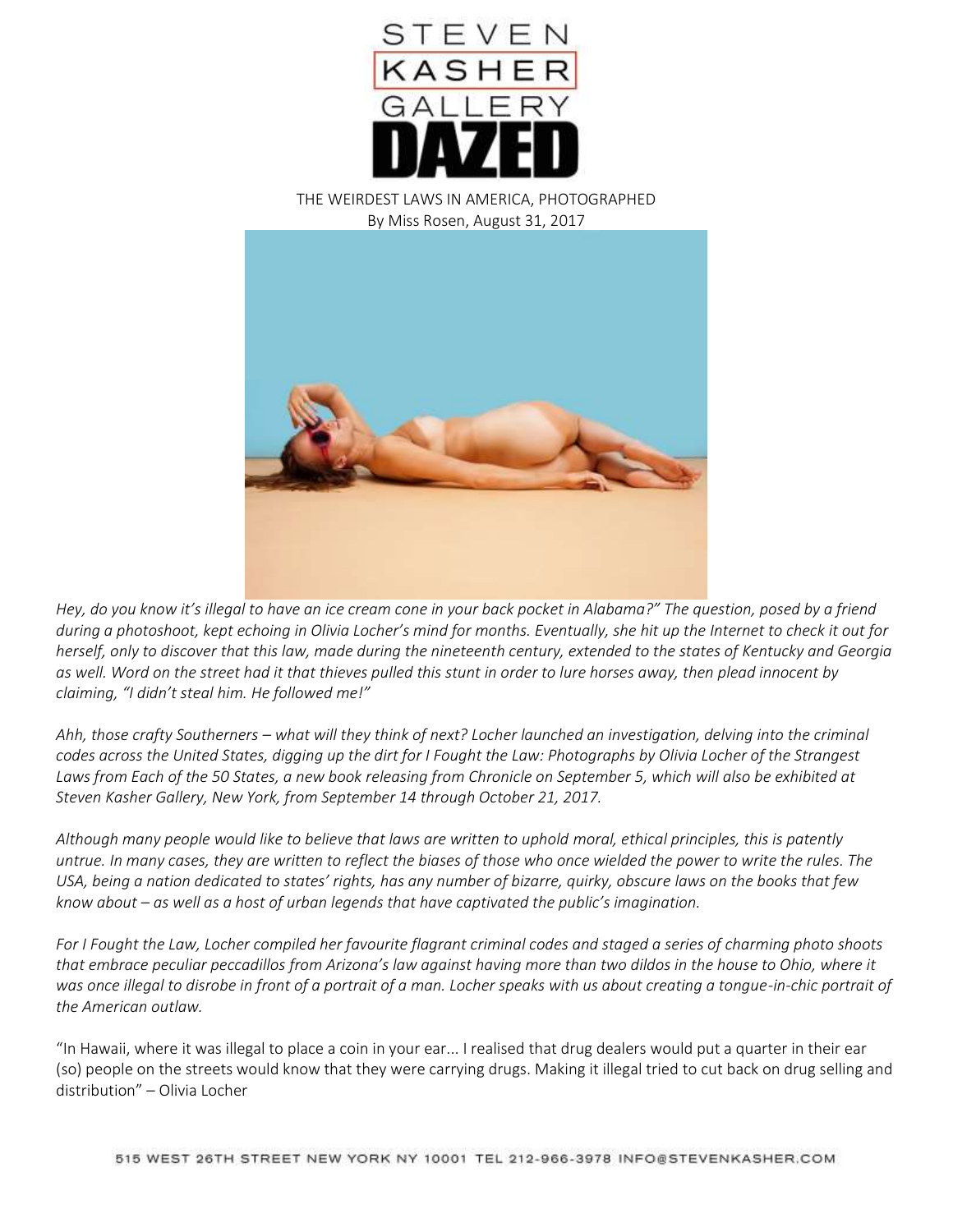STEVEN KASHER GALLERY

DAZED

THE WEIRDEST LAWS IN AMERICA, PHOTOGRAPHED

By Miss Rosen, August 31, 2017

*Hey, do you know it's illegal to have an ice cream cone in your back pocket in Alabama?" The question, posed by a friend during a photoshoot, kept echoing in Olivia Locher's mind for months. Eventually, she hit up the Internet to check it out for herself, only to discover that this law, made during the nineteenth century, extended to the states of Kentucky and Georgia as well. Word on the street had it that thieves pulled this stunt in order to lure horses away, then plead innocent by claiming, "I didn't steal him. He followed me!"*

*Ahh, those crafty Southerners – what will they think of next? Locher launched an investigation, delving into the criminal codes across the United States, digging up the dirt for I Fought the Law: Photographs by Olivia Locher of the Strangest Laws from Each of the 50 States, a new book releasing from Chronicle on September 5, which will also be exhibited at Steven Kasher Gallery, New York, from September 14 through October 21, 2017.*

*Although many people would like to believe that laws are written to uphold moral, ethical principles, this is patently untrue. In many cases, they are written to reflect the biases of those who once wielded the power to write the rules. The USA, being a nation dedicated to states' rights, has any number of bizarre, quirky, obscure laws on the books that few know about – as well as a host of urban legends that have captivated the public's imagination.*

*For I Fought the Law, Locher compiled her favourite flagrant criminal codes and staged a series of charming photo shoots that embrace peculiar peccadillos from Arizona's law against having more than two dildos in the house to Ohio, where it was once illegal to disrobe in front of a portrait of a man. Locher speaks with us about creating a tongue-in-chic portrait of the American outlaw.*

"In Hawaii, where it was illegal to place a coin in your ear... I realised that drug dealers would put a quarter in their ear (so) people on the streets would know that they were carrying drugs. Making it illegal tried to cut back on drug selling and distribution" – Olivia Locher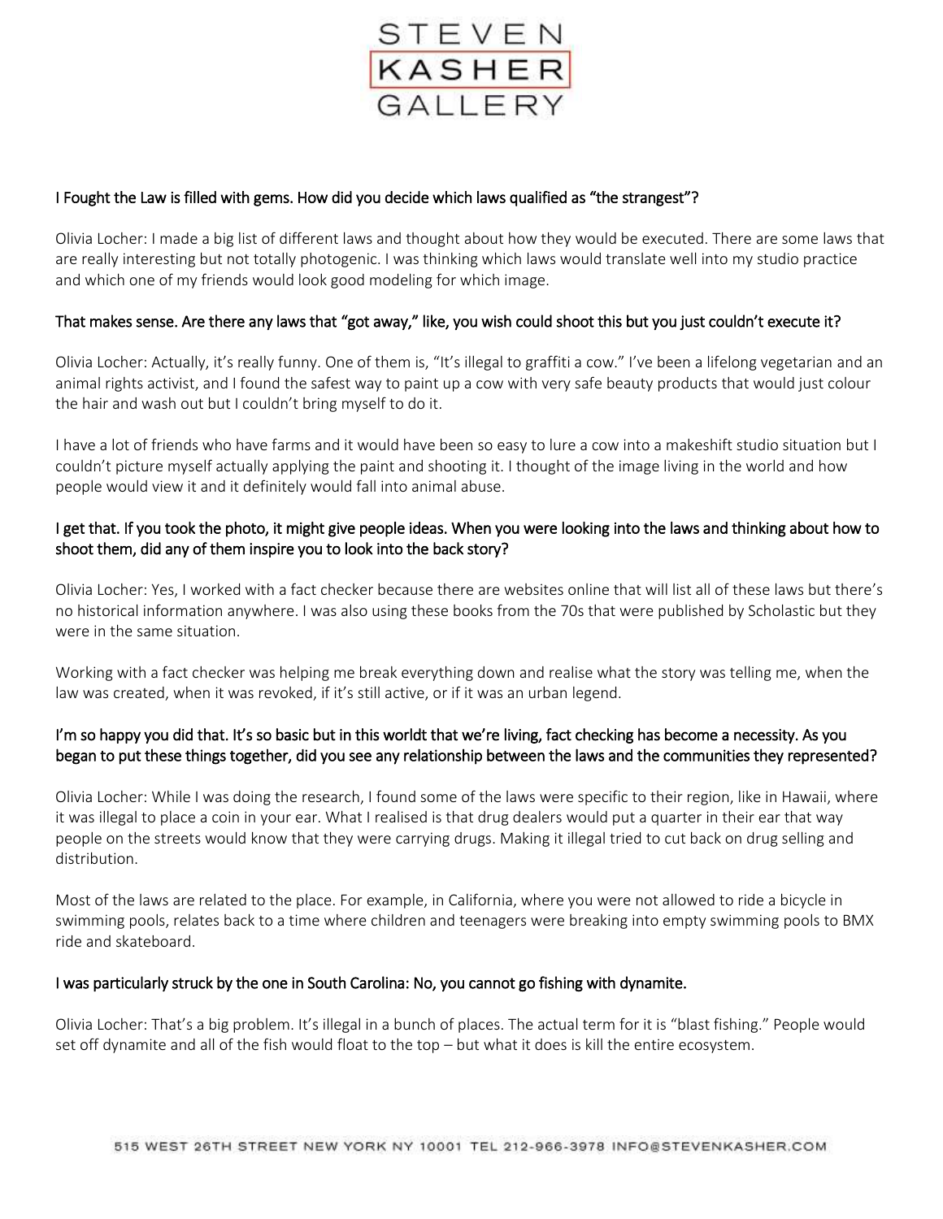**I Fought the Law is filled with gems. How did you decide which laws qualified as "the strangest"?**

Olivia Locher: I made a big list of different laws and thought about how they would be executed. There are some laws that are really interesting but not totally photogenic. I was thinking which laws would translate well into my studio practice and which one of my friends would look good modeling for which image.

**That makes sense. Are there any laws that "got away," like, you wish could shoot this but you just couldn't execute it?**

Olivia Locher: Actually, it's really funny. One of them is, "It's illegal to graffiti a cow." I've been a lifelong vegetarian and an animal rights activist, and I found the safest way to paint up a cow with very safe beauty products that would just colour the hair and wash out but I couldn't bring myself to do it.

I have a lot of friends who have farms and it would have been so easy to lure a cow into a makeshift studio situation but I couldn't picture myself actually applying the paint and shooting it. I thought of the image living in the world and how people would view it and it definitely would fall into animal abuse.

**I get that. If you took the photo, it might give people ideas. When you were looking into the laws and thinking about how to shoot them, did any of them inspire you to look into the back story?**

Olivia Locher: Yes, I worked with a fact checker because there are websites online that will list all of these laws but there's no historical information anywhere. I was also using these books from the 70s that were published by Scholastic but they were in the same situation.

Working with a fact checker was helping me break everything down and realise what the story was telling me, when the law was created, when it was revoked, if it's still active, or if it was an urban legend.

**I'm so happy you did that. It's so basic but in this worldt that we're living, fact checking has become a necessity. As you began to put these things together, did you see any relationship between the laws and the communities they represented?**

Olivia Locher: While I was doing the research, I found some of the laws were specific to their region, like in Hawaii, where it was illegal to place a coin in your ear. What I realised is that drug dealers would put a quarter in their ear that way people on the streets would know that they were carrying drugs. Making it illegal tried to cut back on drug selling and distribution.

Most of the laws are related to the place. For example, in California, where you were not allowed to ride a bicycle in swimming pools, relates back to a time where children and teenagers were breaking into empty swimming pools to BMX ride and skateboard.

**I was particularly struck by the one in South Carolina: No, you cannot go fishing with dynamite.**

Olivia Locher: That's a big problem. It's illegal in a bunch of places. The actual term for it is "blast fishing." People would set off dynamite and all of the fish would float to the top – but what it does is kill the entire ecosystem.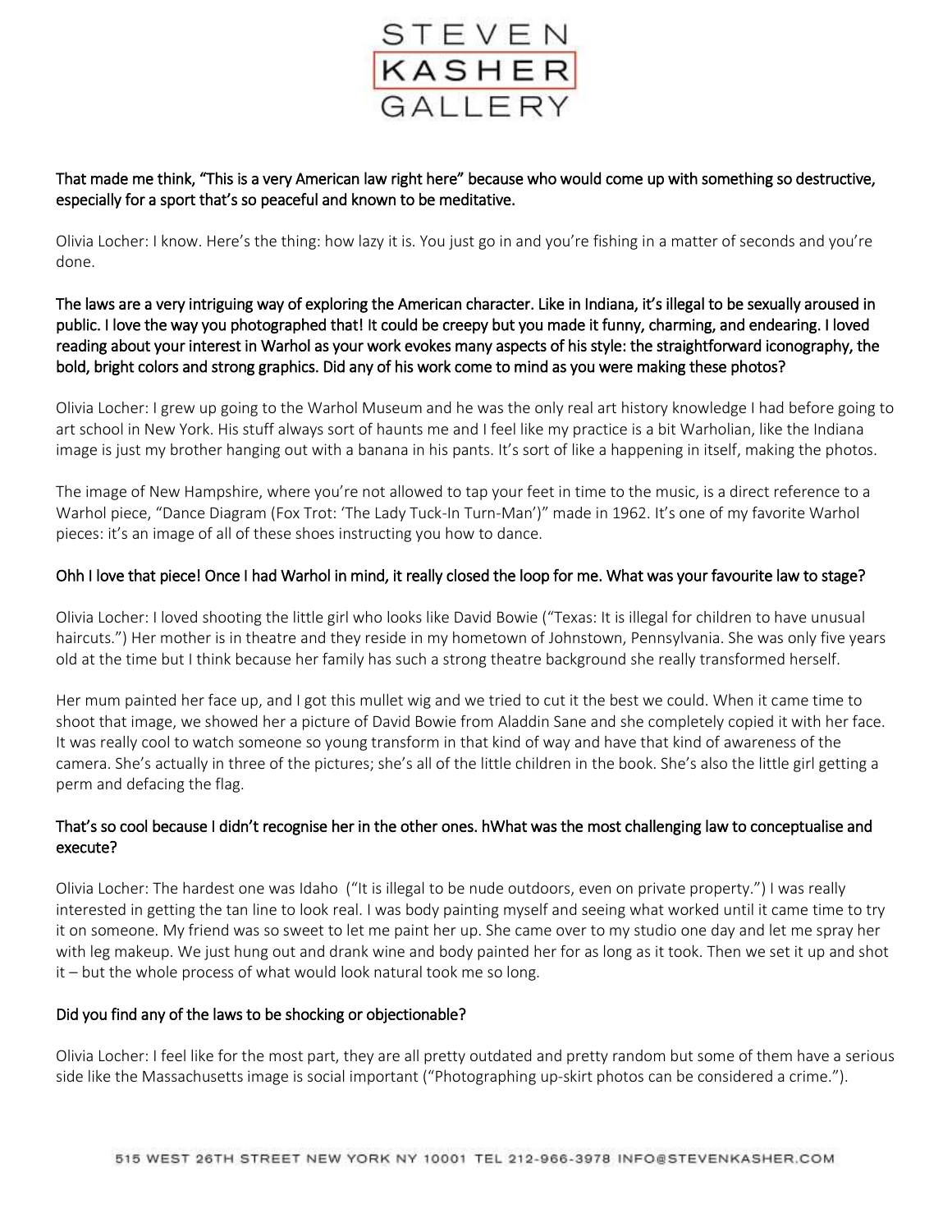**That made me think, “This is a very American law right here” because who would come up with something so destructive, especially for a sport that’s so peaceful and known to be meditative.**

Olivia Locher: I know. Here’s the thing: how lazy it is. You just go in and you’re fishing in a matter of seconds and you’re done.

**The laws are a very intriguing way of exploring the American character. Like in Indiana, it’s illegal to be sexually aroused in public. I love the way you photographed that! It could be creepy but you made it funny, charming, and endearing. I loved reading about your interest in Warhol as your work evokes many aspects of his style: the straightforward iconography, the bold, bright colors and strong graphics. Did any of his work come to mind as you were making these photos?**

Olivia Locher: I grew up going to the Warhol Museum and he was the only real art history knowledge I had before going to art school in New York. His stuff always sort of haunts me and I feel like my practice is a bit Warholian, like the Indiana image is just my brother hanging out with a banana in his pants. It’s sort of like a happening in itself, making the photos.

The image of New Hampshire, where you’re not allowed to tap your feet in time to the music, is a direct reference to a Warhol piece, “Dance Diagram (Fox Trot: ‘The Lady Tuck-In Turn-Man’)” made in 1962. It’s one of my favorite Warhol pieces: it’s an image of all of these shoes instructing you how to dance.

**Ohh I love that piece! Once I had Warhol in mind, it really closed the loop for me. What was your favourite law to stage?**

Olivia Locher: I loved shooting the little girl who looks like David Bowie (“Texas: It is illegal for children to have unusual haircuts.”) Her mother is in theatre and they reside in my hometown of Johnstown, Pennsylvania. She was only five years old at the time but I think because her family has such a strong theatre background she really transformed herself.

Her mum painted her face up, and I got this mullet wig and we tried to cut it the best we could. When it came time to shoot that image, we showed her a picture of David Bowie from Aladdin Sane and she completely copied it with her face. It was really cool to watch someone so young transform in that kind of way and have that kind of awareness of the camera. She’s actually in three of the pictures; she’s all of the little children in the book. She’s also the little girl getting a perm and defacing the flag.

**That’s so cool because I didn’t recognise her in the other ones. hWhat was the most challenging law to conceptualise and execute?**

Olivia Locher: The hardest one was Idaho (“It is illegal to be nude outdoors, even on private property.”) I was really interested in getting the tan line to look real. I was body painting myself and seeing what worked until it came time to try it on someone. My friend was so sweet to let me paint her up. She came over to my studio one day and let me spray her with leg makeup. We just hung out and drank wine and body painted her for as long as it took. Then we set it up and shot it – but the whole process of what would look natural took me so long.

**Did you find any of the laws to be shocking or objectionable?**

Olivia Locher: I feel like for the most part, they are all pretty outdated and pretty random but some of them have a serious side like the Massachusetts image is social important (“Photographing up-skirt photos can be considered a crime.”).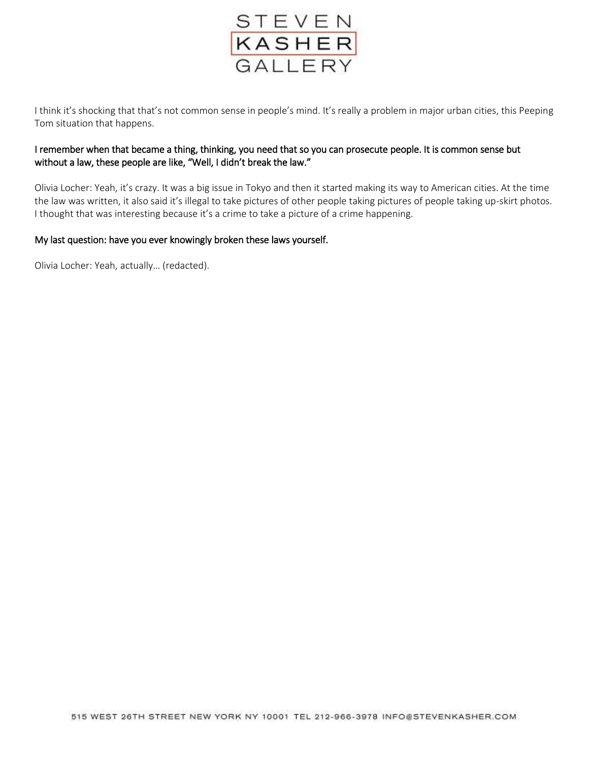I think it's shocking that that's not common sense in people's mind. It's really a problem in major urban cities, this Peeping Tom situation that happens.

**I remember when that became a thing, thinking, you need that so you can prosecute people. It is common sense but without a law, these people are like, "Well, I didn't break the law."**

Olivia Locher: Yeah, it's crazy. It was a big issue in Tokyo and then it started making its way to American cities. At the time the law was written, it also said it's illegal to take pictures of other people taking pictures of people taking up-skirt photos. I thought that was interesting because it's a crime to take a picture of a crime happening.

**My last question: have you ever knowingly broken these laws yourself.**

Olivia Locher: Yeah, actually… (redacted).